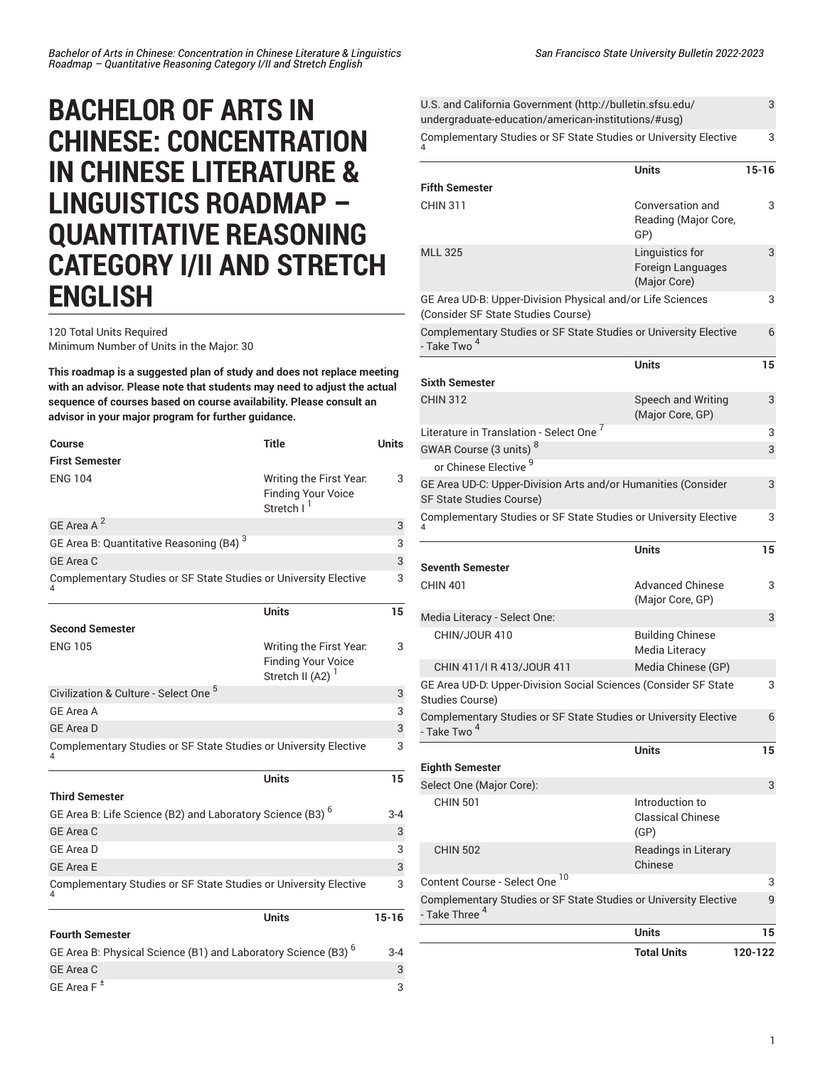# BACHELOR OF ARTS IN CHINESE: CONCENTRATION IN CHINESE LITERATURE & LINGUISTICS ROADMAP – QUANTITATIVE REASONING CATEGORY I/II AND STRETCH ENGLISH

120 Total Units Required
Minimum Number of Units in the Major: 30

**This roadmap is a suggested plan of study and does not replace meeting with an advisor. Please note that students may need to adjust the actual sequence of courses based on course availability. Please consult an advisor in your major program for further guidance.**

| Course | Title | Units |
|---|---|---|
| **First Semester** | | |
| ENG 104 | Writing the First Year: Finding Your Voice Stretch I [1] | 3 |
| GE Area A [2] | | 3 |
| GE Area B: Quantitative Reasoning (B4) [3] | | 3 |
| GE Area C | | 3 |
| Complementary Studies or SF State Studies or University Elective [4] | | 3 |
| | **Units** | **15** |
| **Second Semester** | | |
| ENG 105 | Writing the First Year: Finding Your Voice Stretch II (A2) [1] | 3 |
| Civilization & Culture - Select One [5] | | 3 |
| GE Area A | | 3 |
| GE Area D | | 3 |
| Complementary Studies or SF State Studies or University Elective [4] | | 3 |
| | **Units** | **15** |
| **Third Semester** | | |
| GE Area B: Life Science (B2) and Laboratory Science (B3) [6] | | 3-4 |
| GE Area C | | 3 |
| GE Area D | | 3 |
| GE Area E | | 3 |
| Complementary Studies or SF State Studies or University Elective [4] | | 3 |
| | **Units** | **15-16** |
| **Fourth Semester** | | |
| GE Area B: Physical Science (B1) and Laboratory Science (B3) [6] | | 3-4 |
| GE Area C | | 3 |
| GE Area F [±] | | 3 |
| U.S. and California Government (http://bulletin.sfsu.edu/undergraduate-education/american-institutions/#usg) | | 3 |
| Complementary Studies or SF State Studies or University Elective [4] | | 3 |
| | **Units** | **15-16** |
| **Fifth Semester** | | |
| CHIN 311 | Conversation and Reading (Major Core, GP) | 3 |
| MLL 325 | Linguistics for Foreign Languages (Major Core) | 3 |
| GE Area UD-B: Upper-Division Physical and/or Life Sciences (Consider SF State Studies Course) | | 3 |
| Complementary Studies or SF State Studies or University Elective - Take Two [4] | | 6 |
| | **Units** | **15** |
| **Sixth Semester** | | |
| CHIN 312 | Speech and Writing (Major Core, GP) | 3 |
| Literature in Translation - Select One [7] | | 3 |
| GWAR Course (3 units) [8] | | 3 |
| or Chinese Elective [9] | | |
| GE Area UD-C: Upper-Division Arts and/or Humanities (Consider SF State Studies Course) | | 3 |
| Complementary Studies or SF State Studies or University Elective [4] | | 3 |
| | **Units** | **15** |
| **Seventh Semester** | | |
| CHIN 401 | Advanced Chinese (Major Core, GP) | 3 |
| Media Literacy - Select One: | | 3 |
| CHIN/JOUR 410 | Building Chinese Media Literacy | |
| CHIN 411/I R 413/JOUR 411 | Media Chinese (GP) | |
| GE Area UD-D: Upper-Division Social Sciences (Consider SF State Studies Course) | | 3 |
| Complementary Studies or SF State Studies or University Elective - Take Two [4] | | 6 |
| | **Units** | **15** |
| **Eighth Semester** | | |
| Select One (Major Core): | | 3 |
| CHIN 501 | Introduction to Classical Chinese (GP) | |
| CHIN 502 | Readings in Literary Chinese | |
| Content Course - Select One [10] | | 3 |
| Complementary Studies or SF State Studies or University Elective - Take Three [4] | | 9 |
| | **Units** | **15** |
| | **Total Units** | **120-122** |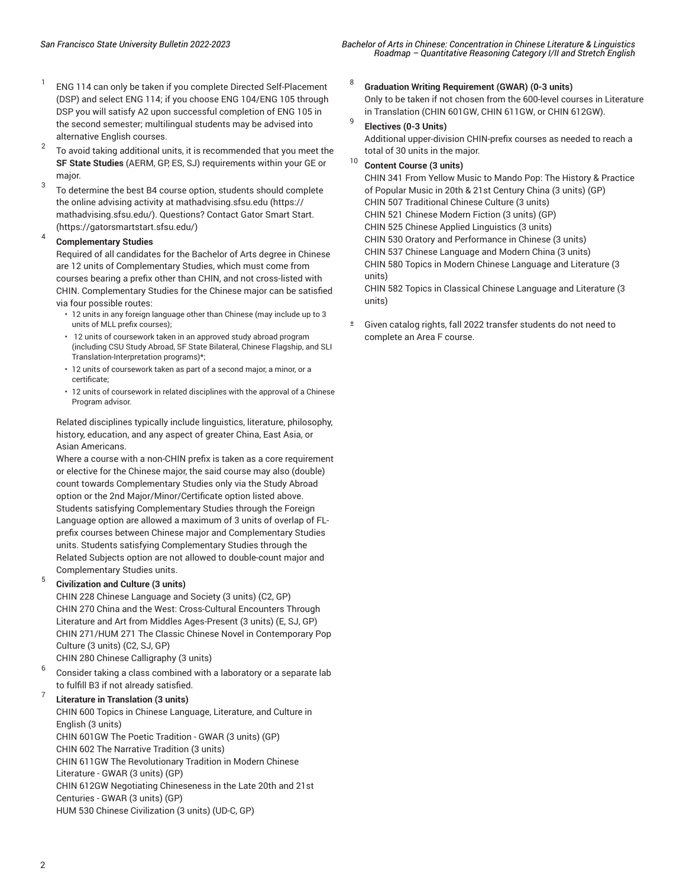[1] ENG 114 can only be taken if you complete Directed Self-Placement (DSP) and select ENG 114; if you choose ENG 104/ENG 105 through DSP you will satisfy A2 upon successful completion of ENG 105 in the second semester; multilingual students may be advised into alternative English courses.

[2] To avoid taking additional units, it is recommended that you meet the **SF State Studies** (AERM, GP, ES, SJ) requirements within your GE or major.

[3] To determine the best B4 course option, students should complete the online advising activity at mathadvising.sfsu.edu (https://mathadvising.sfsu.edu/). Questions? Contact Gator Smart Start. (https://gatorsmartstart.sfsu.edu/)

[4] **Complementary Studies**

Required of all candidates for the Bachelor of Arts degree in Chinese are 12 units of Complementary Studies, which must come from courses bearing a prefix other than CHIN, and not cross-listed with CHIN. Complementary Studies for the Chinese major can be satisfied via four possible routes:

- 12 units in any foreign language other than Chinese (may include up to 3 units of MLL prefix courses);
- 12 units of coursework taken in an approved study abroad program (including CSU Study Abroad, SF State Bilateral, Chinese Flagship, and SLI Translation-Interpretation programs)*;
- 12 units of coursework taken as part of a second major, a minor, or a certificate;
- 12 units of coursework in related disciplines with the approval of a Chinese Program advisor.

Related disciplines typically include linguistics, literature, philosophy, history, education, and any aspect of greater China, East Asia, or Asian Americans.

Where a course with a non-CHIN prefix is taken as a core requirement or elective for the Chinese major, the said course may also (double) count towards Complementary Studies only via the Study Abroad option or the 2nd Major/Minor/Certificate option listed above. Students satisfying Complementary Studies through the Foreign Language option are allowed a maximum of 3 units of overlap of FL-prefix courses between Chinese major and Complementary Studies units. Students satisfying Complementary Studies through the Related Subjects option are not allowed to double-count major and Complementary Studies units.

[5] **Civilization and Culture (3 units)**

CHIN 228 Chinese Language and Society (3 units) (C2, GP)
CHIN 270 China and the West: Cross-Cultural Encounters Through Literature and Art from Middles Ages-Present (3 units) (E, SJ, GP)
CHIN 271/HUM 271 The Classic Chinese Novel in Contemporary Pop Culture (3 units) (C2, SJ, GP)
CHIN 280 Chinese Calligraphy (3 units)

[6] Consider taking a class combined with a laboratory or a separate lab to fulfill B3 if not already satisfied.

[7] **Literature in Translation (3 units)**

CHIN 600 Topics in Chinese Language, Literature, and Culture in English (3 units)
CHIN 601GW The Poetic Tradition - GWAR (3 units) (GP)
CHIN 602 The Narrative Tradition (3 units)
CHIN 611GW The Revolutionary Tradition in Modern Chinese Literature - GWAR (3 units) (GP)
CHIN 612GW Negotiating Chineseness in the Late 20th and 21st Centuries - GWAR (3 units) (GP)
HUM 530 Chinese Civilization (3 units) (UD-C, GP)

[8] **Graduation Writing Requirement (GWAR) (0-3 units)**

Only to be taken if not chosen from the 600-level courses in Literature in Translation (CHIN 601GW, CHIN 611GW, or CHIN 612GW).

[9] **Electives (0-3 Units)**

Additional upper-division CHIN-prefix courses as needed to reach a total of 30 units in the major.

[10] **Content Course (3 units)**

CHIN 341 From Yellow Music to Mando Pop: The History & Practice of Popular Music in 20th & 21st Century China (3 units) (GP)
CHIN 507 Traditional Chinese Culture (3 units)
CHIN 521 Chinese Modern Fiction (3 units) (GP)
CHIN 525 Chinese Applied Linguistics (3 units)
CHIN 530 Oratory and Performance in Chinese (3 units)
CHIN 537 Chinese Language and Modern China (3 units)
CHIN 580 Topics in Modern Chinese Language and Literature (3 units)
CHIN 582 Topics in Classical Chinese Language and Literature (3 units)

± Given catalog rights, fall 2022 transfer students do not need to complete an Area F course.